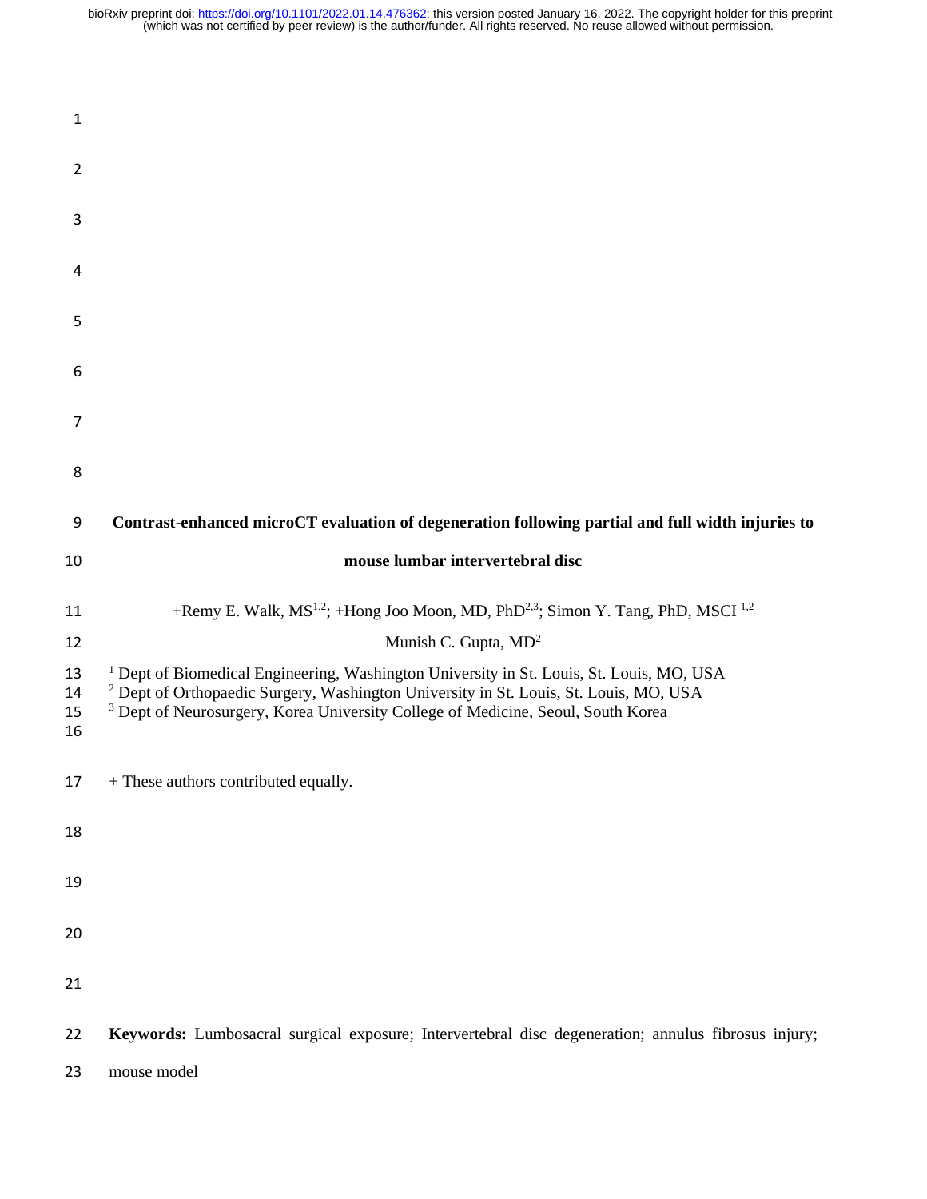# Contrast-enhanced microCT evaluation of degeneration following partial and full width injuries to mouse lumbar intervertebral disc

+Remy E. Walk, MS[1,2]; +Hong Joo Moon, MD, PhD[2,3]; Simon Y. Tang, PhD, MSCI [1,2]

Munish C. Gupta, MD[2]

[1] Dept of Biomedical Engineering, Washington University in St. Louis, St. Louis, MO, USA
[2] Dept of Orthopaedic Surgery, Washington University in St. Louis, St. Louis, MO, USA
[3] Dept of Neurosurgery, Korea University College of Medicine, Seoul, South Korea

+ These authors contributed equally.

**Keywords:** Lumbosacral surgical exposure; Intervertebral disc degeneration; annulus fibrosus injury; mouse model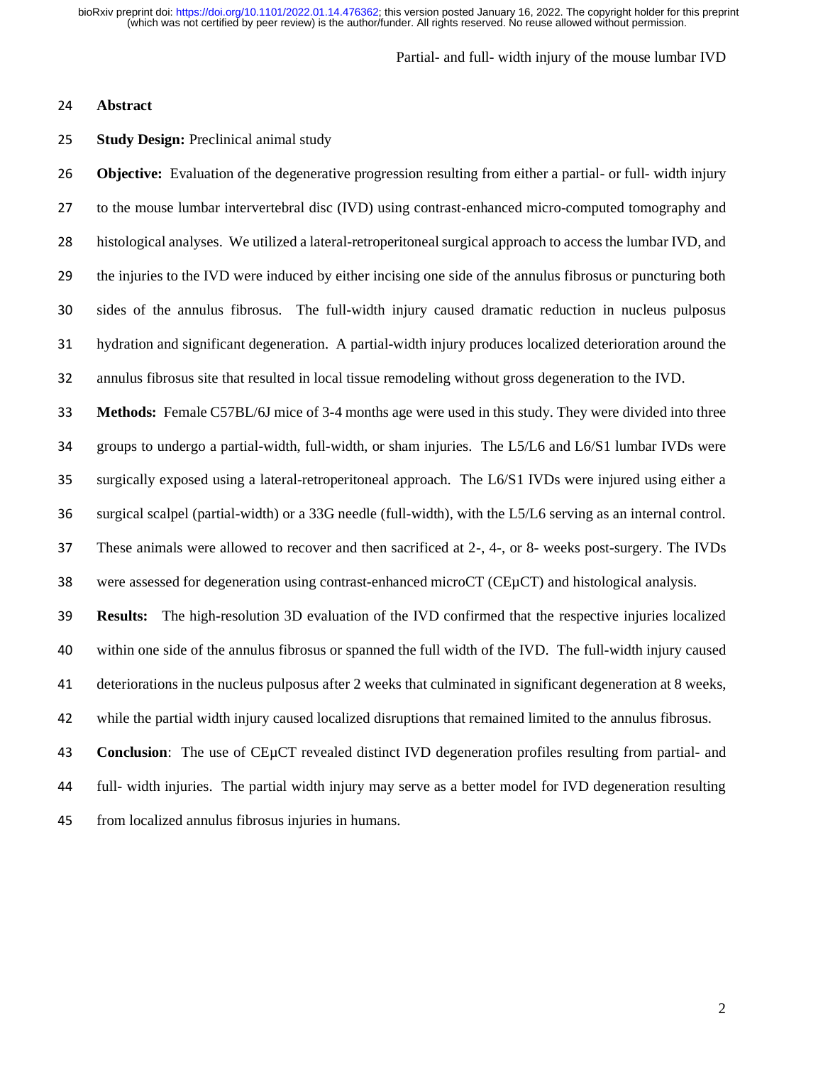## Abstract

**Study Design:** Preclinical animal study

**Objective:** Evaluation of the degenerative progression resulting from either a partial- or full- width injury to the mouse lumbar intervertebral disc (IVD) using contrast-enhanced micro-computed tomography and histological analyses. We utilized a lateral-retroperitoneal surgical approach to access the lumbar IVD, and the injuries to the IVD were induced by either incising one side of the annulus fibrosus or puncturing both sides of the annulus fibrosus. The full-width injury caused dramatic reduction in nucleus pulposus hydration and significant degeneration. A partial-width injury produces localized deterioration around the annulus fibrosus site that resulted in local tissue remodeling without gross degeneration to the IVD.

**Methods:** Female C57BL/6J mice of 3-4 months age were used in this study. They were divided into three groups to undergo a partial-width, full-width, or sham injuries. The L5/L6 and L6/S1 lumbar IVDs were surgically exposed using a lateral-retroperitoneal approach. The L6/S1 IVDs were injured using either a surgical scalpel (partial-width) or a 33G needle (full-width), with the L5/L6 serving as an internal control. These animals were allowed to recover and then sacrificed at 2-, 4-, or 8- weeks post-surgery. The IVDs were assessed for degeneration using contrast-enhanced microCT (CEμCT) and histological analysis.

**Results:** The high-resolution 3D evaluation of the IVD confirmed that the respective injuries localized within one side of the annulus fibrosus or spanned the full width of the IVD. The full-width injury caused deteriorations in the nucleus pulposus after 2 weeks that culminated in significant degeneration at 8 weeks, while the partial width injury caused localized disruptions that remained limited to the annulus fibrosus.

**Conclusion**: The use of CEμCT revealed distinct IVD degeneration profiles resulting from partial- and full- width injuries. The partial width injury may serve as a better model for IVD degeneration resulting from localized annulus fibrosus injuries in humans.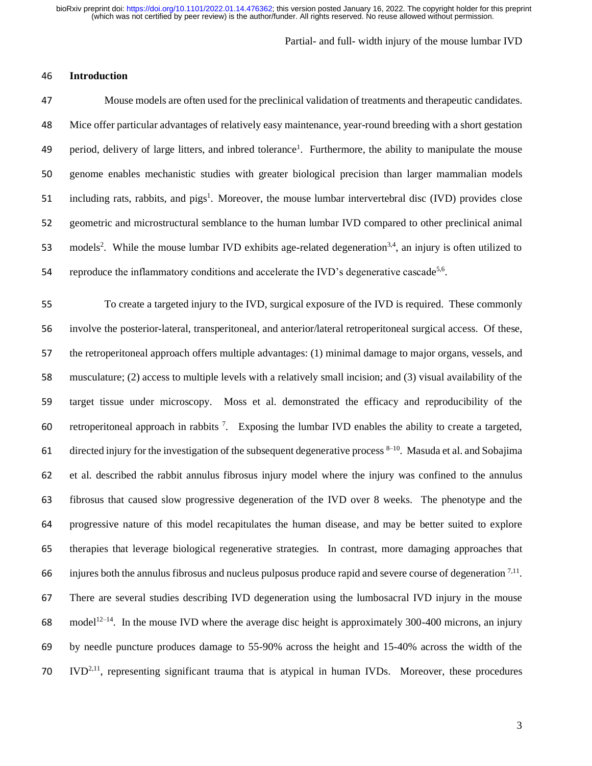## Introduction

Mouse models are often used for the preclinical validation of treatments and therapeutic candidates. Mice offer particular advantages of relatively easy maintenance, year-round breeding with a short gestation period, delivery of large litters, and inbred tolerance[1]. Furthermore, the ability to manipulate the mouse genome enables mechanistic studies with greater biological precision than larger mammalian models including rats, rabbits, and pigs[1]. Moreover, the mouse lumbar intervertebral disc (IVD) provides close geometric and microstructural semblance to the human lumbar IVD compared to other preclinical animal models[2]. While the mouse lumbar IVD exhibits age-related degeneration[3,4], an injury is often utilized to reproduce the inflammatory conditions and accelerate the IVD's degenerative cascade[5,6].

To create a targeted injury to the IVD, surgical exposure of the IVD is required. These commonly involve the posterior-lateral, transperitoneal, and anterior/lateral retroperitoneal surgical access. Of these, the retroperitoneal approach offers multiple advantages: (1) minimal damage to major organs, vessels, and musculature; (2) access to multiple levels with a relatively small incision; and (3) visual availability of the target tissue under microscopy. Moss et al. demonstrated the efficacy and reproducibility of the retroperitoneal approach in rabbits [7]. Exposing the lumbar IVD enables the ability to create a targeted, directed injury for the investigation of the subsequent degenerative process [8–10]. Masuda et al. and Sobajima et al. described the rabbit annulus fibrosus injury model where the injury was confined to the annulus fibrosus that caused slow progressive degeneration of the IVD over 8 weeks. The phenotype and the progressive nature of this model recapitulates the human disease, and may be better suited to explore therapies that leverage biological regenerative strategies. In contrast, more damaging approaches that injures both the annulus fibrosus and nucleus pulposus produce rapid and severe course of degeneration [7,11]. There are several studies describing IVD degeneration using the lumbosacral IVD injury in the mouse model[12–14]. In the mouse IVD where the average disc height is approximately 300-400 microns, an injury by needle puncture produces damage to 55-90% across the height and 15-40% across the width of the IVD[2,11], representing significant trauma that is atypical in human IVDs. Moreover, these procedures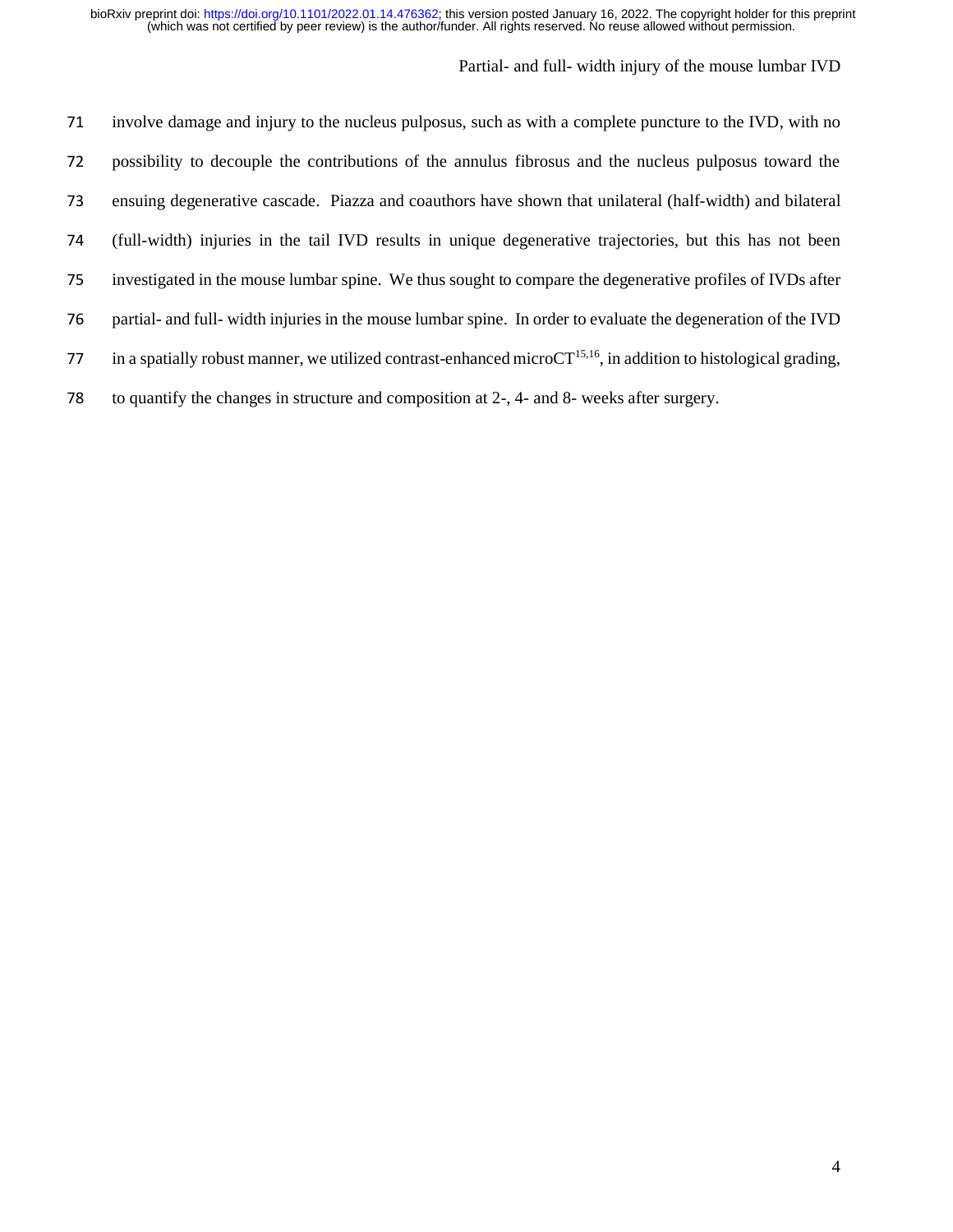involve damage and injury to the nucleus pulposus, such as with a complete puncture to the IVD, with no possibility to decouple the contributions of the annulus fibrosus and the nucleus pulposus toward the ensuing degenerative cascade. Piazza and coauthors have shown that unilateral (half-width) and bilateral (full-width) injuries in the tail IVD results in unique degenerative trajectories, but this has not been investigated in the mouse lumbar spine. We thus sought to compare the degenerative profiles of IVDs after partial- and full- width injuries in the mouse lumbar spine. In order to evaluate the degeneration of the IVD in a spatially robust manner, we utilized contrast-enhanced microCT[15,16], in addition to histological grading, to quantify the changes in structure and composition at 2-, 4- and 8- weeks after surgery.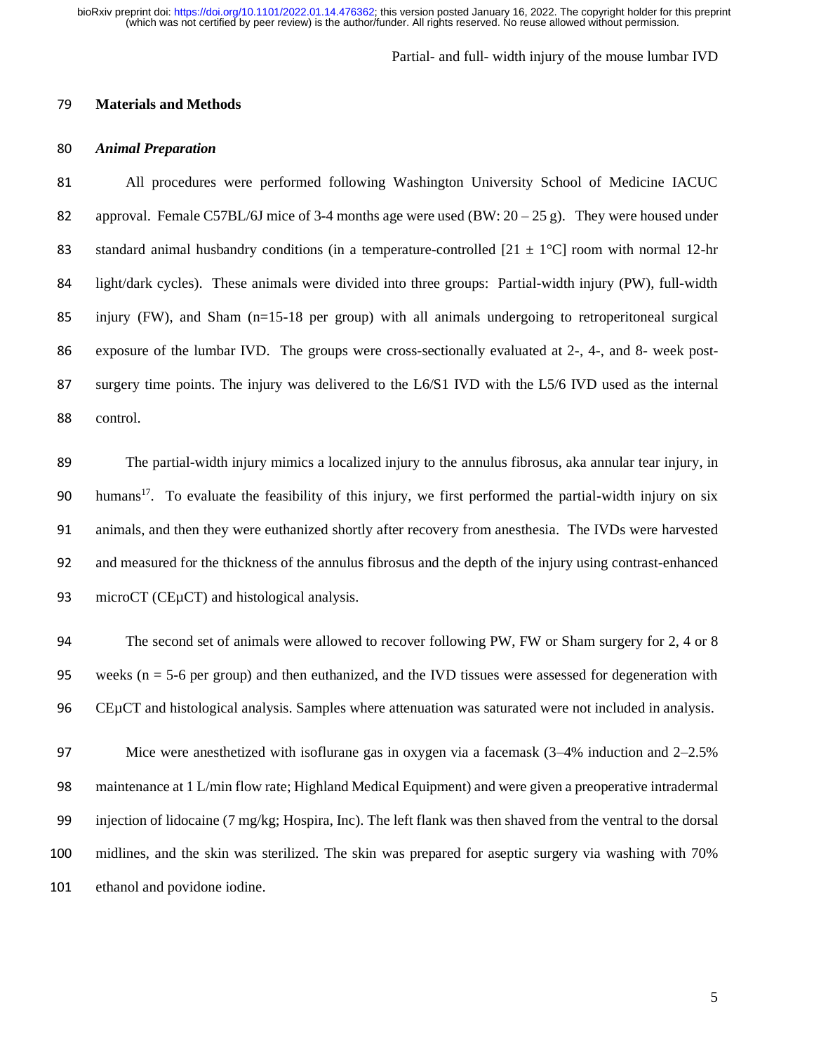## Materials and Methods

### *Animal Preparation*

All procedures were performed following Washington University School of Medicine IACUC approval. Female C57BL/6J mice of 3-4 months age were used (BW: 20 – 25 g). They were housed under standard animal husbandry conditions (in a temperature-controlled [21 ± 1°C] room with normal 12-hr light/dark cycles). These animals were divided into three groups: Partial-width injury (PW), full-width injury (FW), and Sham (n=15-18 per group) with all animals undergoing to retroperitoneal surgical exposure of the lumbar IVD. The groups were cross-sectionally evaluated at 2-, 4-, and 8- week post-surgery time points. The injury was delivered to the L6/S1 IVD with the L5/6 IVD used as the internal control.

The partial-width injury mimics a localized injury to the annulus fibrosus, aka annular tear injury, in humans[17]. To evaluate the feasibility of this injury, we first performed the partial-width injury on six animals, and then they were euthanized shortly after recovery from anesthesia. The IVDs were harvested and measured for the thickness of the annulus fibrosus and the depth of the injury using contrast-enhanced microCT (CEμCT) and histological analysis.

The second set of animals were allowed to recover following PW, FW or Sham surgery for 2, 4 or 8 weeks (n = 5-6 per group) and then euthanized, and the IVD tissues were assessed for degeneration with CEμCT and histological analysis. Samples where attenuation was saturated were not included in analysis.

Mice were anesthetized with isoflurane gas in oxygen via a facemask (3–4% induction and 2–2.5% maintenance at 1 L/min flow rate; Highland Medical Equipment) and were given a preoperative intradermal injection of lidocaine (7 mg/kg; Hospira, Inc). The left flank was then shaved from the ventral to the dorsal midlines, and the skin was sterilized. The skin was prepared for aseptic surgery via washing with 70% ethanol and povidone iodine.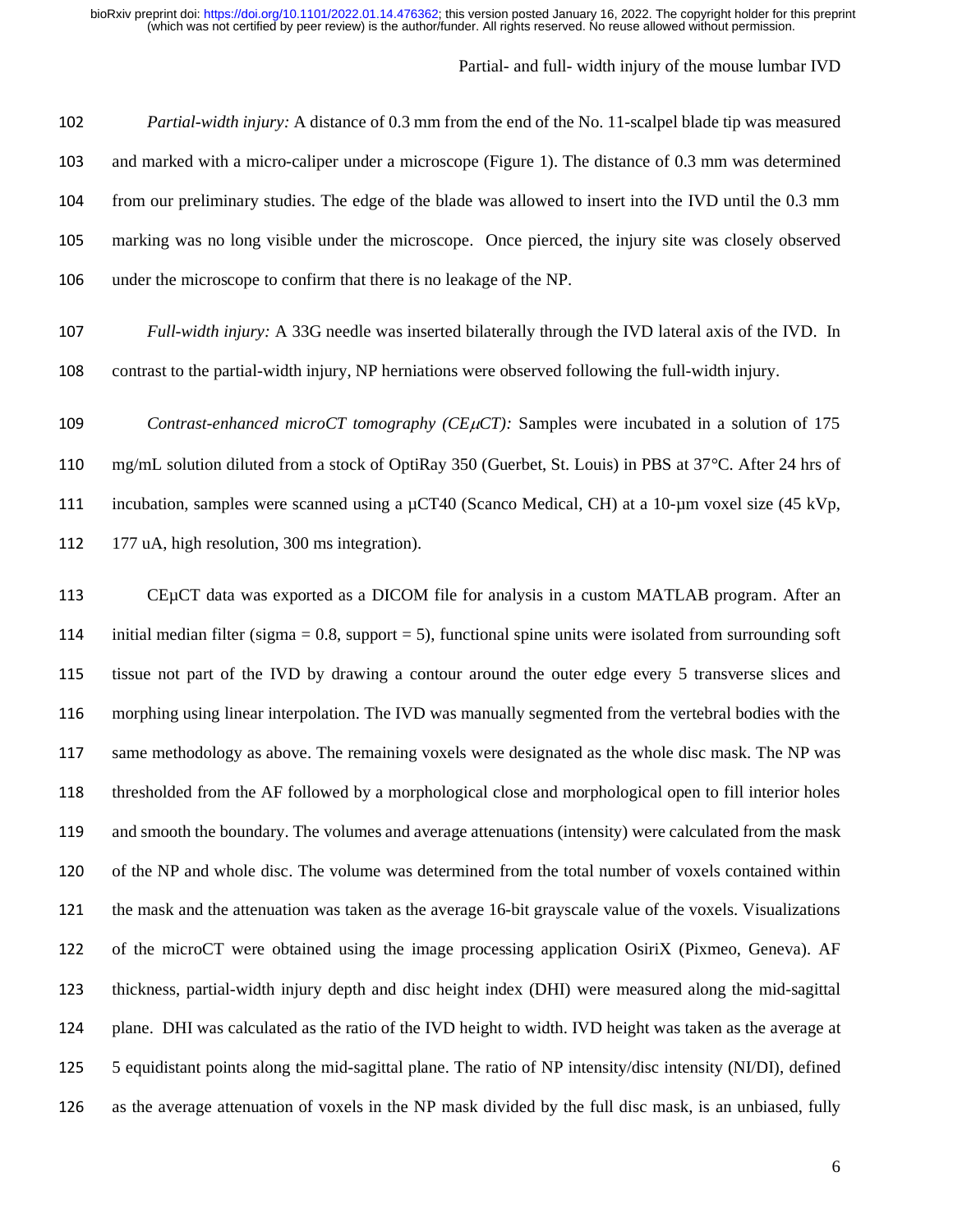*Partial-width injury:* A distance of 0.3 mm from the end of the No. 11-scalpel blade tip was measured and marked with a micro-caliper under a microscope (Figure 1). The distance of 0.3 mm was determined from our preliminary studies. The edge of the blade was allowed to insert into the IVD until the 0.3 mm marking was no long visible under the microscope. Once pierced, the injury site was closely observed under the microscope to confirm that there is no leakage of the NP.

*Full-width injury:* A 33G needle was inserted bilaterally through the IVD lateral axis of the IVD. In contrast to the partial-width injury, NP herniations were observed following the full-width injury.

*Contrast-enhanced microCT tomography (CEμCT):* Samples were incubated in a solution of 175 mg/mL solution diluted from a stock of OptiRay 350 (Guerbet, St. Louis) in PBS at 37°C. After 24 hrs of incubation, samples were scanned using a μCT40 (Scanco Medical, CH) at a 10-μm voxel size (45 kVp, 177 uA, high resolution, 300 ms integration).

CEμCT data was exported as a DICOM file for analysis in a custom MATLAB program. After an initial median filter (sigma = 0.8, support = 5), functional spine units were isolated from surrounding soft tissue not part of the IVD by drawing a contour around the outer edge every 5 transverse slices and morphing using linear interpolation. The IVD was manually segmented from the vertebral bodies with the same methodology as above. The remaining voxels were designated as the whole disc mask. The NP was thresholded from the AF followed by a morphological close and morphological open to fill interior holes and smooth the boundary. The volumes and average attenuations (intensity) were calculated from the mask of the NP and whole disc. The volume was determined from the total number of voxels contained within the mask and the attenuation was taken as the average 16-bit grayscale value of the voxels. Visualizations of the microCT were obtained using the image processing application OsiriX (Pixmeo, Geneva). AF thickness, partial-width injury depth and disc height index (DHI) were measured along the mid-sagittal plane. DHI was calculated as the ratio of the IVD height to width. IVD height was taken as the average at 5 equidistant points along the mid-sagittal plane. The ratio of NP intensity/disc intensity (NI/DI), defined as the average attenuation of voxels in the NP mask divided by the full disc mask, is an unbiased, fully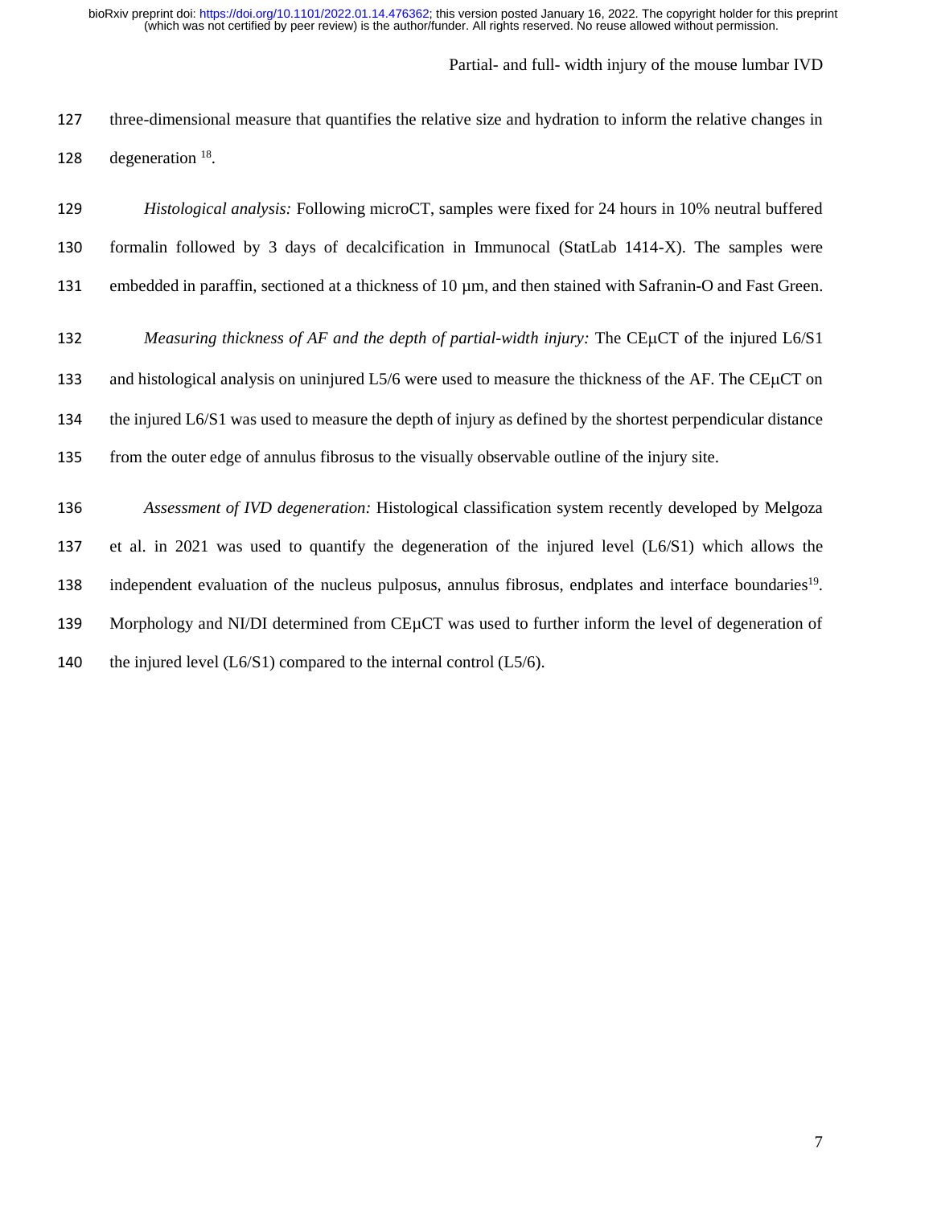three-dimensional measure that quantifies the relative size and hydration to inform the relative changes in degeneration [18].

*Histological analysis:* Following microCT, samples were fixed for 24 hours in 10% neutral buffered formalin followed by 3 days of decalcification in Immunocal (StatLab 1414-X). The samples were embedded in paraffin, sectioned at a thickness of 10 µm, and then stained with Safranin-O and Fast Green.

*Measuring thickness of AF and the depth of partial-width injury:* The CEμCT of the injured L6/S1 and histological analysis on uninjured L5/6 were used to measure the thickness of the AF. The CEμCT on the injured L6/S1 was used to measure the depth of injury as defined by the shortest perpendicular distance from the outer edge of annulus fibrosus to the visually observable outline of the injury site.

*Assessment of IVD degeneration:* Histological classification system recently developed by Melgoza et al. in 2021 was used to quantify the degeneration of the injured level (L6/S1) which allows the independent evaluation of the nucleus pulposus, annulus fibrosus, endplates and interface boundaries[19]. Morphology and NI/DI determined from CEμCT was used to further inform the level of degeneration of the injured level (L6/S1) compared to the internal control (L5/6).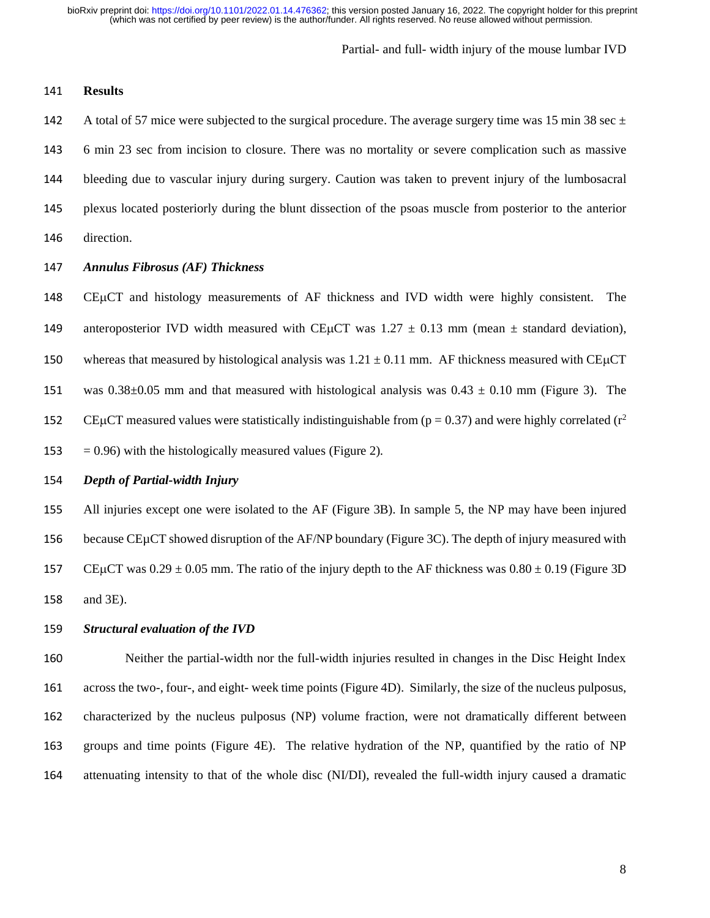## Results

A total of 57 mice were subjected to the surgical procedure. The average surgery time was 15 min 38 sec ± 6 min 23 sec from incision to closure. There was no mortality or severe complication such as massive bleeding due to vascular injury during surgery. Caution was taken to prevent injury of the lumbosacral plexus located posteriorly during the blunt dissection of the psoas muscle from posterior to the anterior direction.

### *Annulus Fibrosus (AF) Thickness*

CEμCT and histology measurements of AF thickness and IVD width were highly consistent. The anteroposterior IVD width measured with CEμCT was 1.27 ± 0.13 mm (mean ± standard deviation), whereas that measured by histological analysis was 1.21 ± 0.11 mm. AF thickness measured with CEμCT was 0.38±0.05 mm and that measured with histological analysis was 0.43 ± 0.10 mm (Figure 3). The CEμCT measured values were statistically indistinguishable from ($p = 0.37$) and were highly correlated ($r^2 = 0.96$) with the histologically measured values (Figure 2).

### *Depth of Partial-width Injury*

All injuries except one were isolated to the AF (Figure 3B). In sample 5, the NP may have been injured because CEμCT showed disruption of the AF/NP boundary (Figure 3C). The depth of injury measured with CEμCT was 0.29 ± 0.05 mm. The ratio of the injury depth to the AF thickness was 0.80 ± 0.19 (Figure 3D and 3E).

### *Structural evaluation of the IVD*

Neither the partial-width nor the full-width injuries resulted in changes in the Disc Height Index across the two-, four-, and eight- week time points (Figure 4D). Similarly, the size of the nucleus pulposus, characterized by the nucleus pulposus (NP) volume fraction, were not dramatically different between groups and time points (Figure 4E). The relative hydration of the NP, quantified by the ratio of NP attenuating intensity to that of the whole disc (NI/DI), revealed the full-width injury caused a dramatic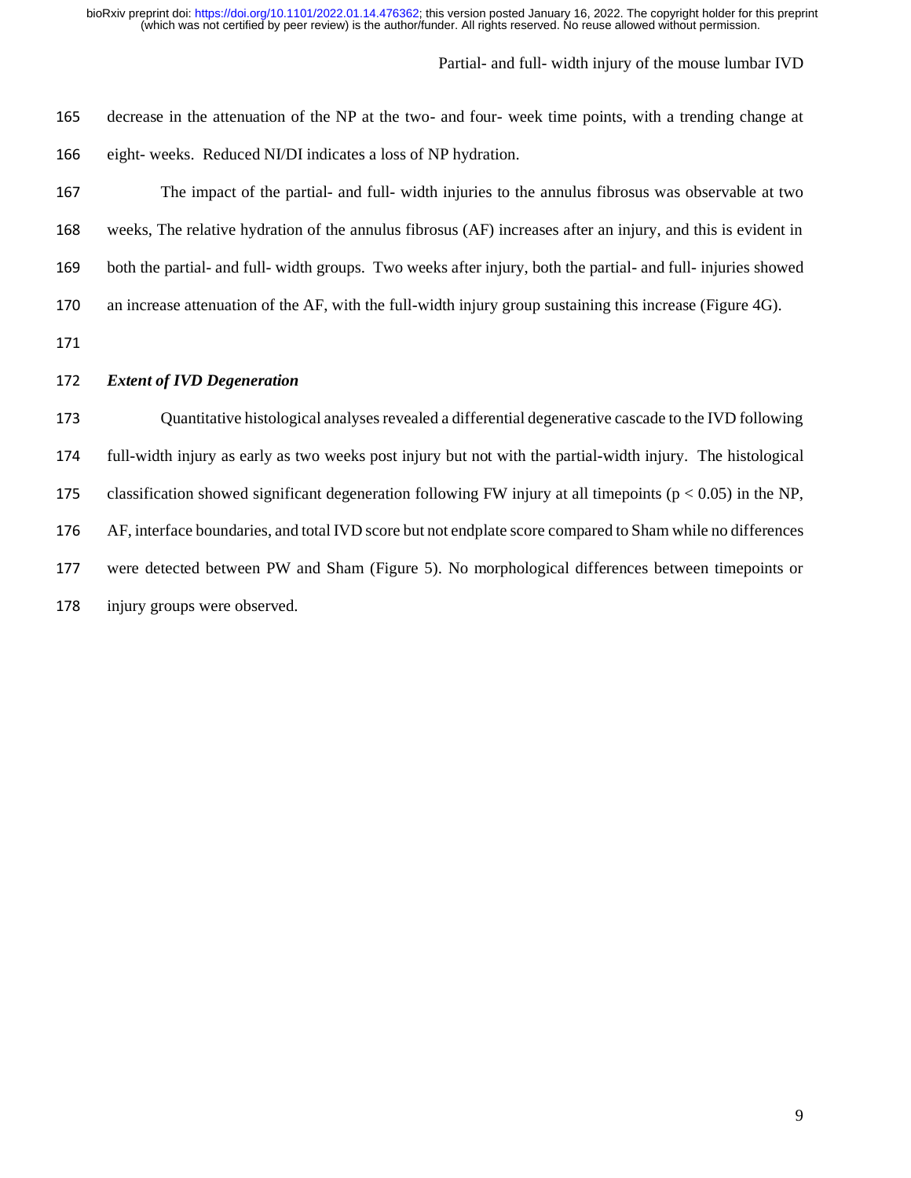decrease in the attenuation of the NP at the two- and four- week time points, with a trending change at eight- weeks. Reduced NI/DI indicates a loss of NP hydration.

The impact of the partial- and full- width injuries to the annulus fibrosus was observable at two weeks, The relative hydration of the annulus fibrosus (AF) increases after an injury, and this is evident in both the partial- and full- width groups. Two weeks after injury, both the partial- and full- injuries showed an increase attenuation of the AF, with the full-width injury group sustaining this increase (Figure 4G).

### *Extent of IVD Degeneration*

Quantitative histological analyses revealed a differential degenerative cascade to the IVD following full-width injury as early as two weeks post injury but not with the partial-width injury. The histological classification showed significant degeneration following FW injury at all timepoints ($p < 0.05$) in the NP, AF, interface boundaries, and total IVD score but not endplate score compared to Sham while no differences were detected between PW and Sham (Figure 5). No morphological differences between timepoints or injury groups were observed.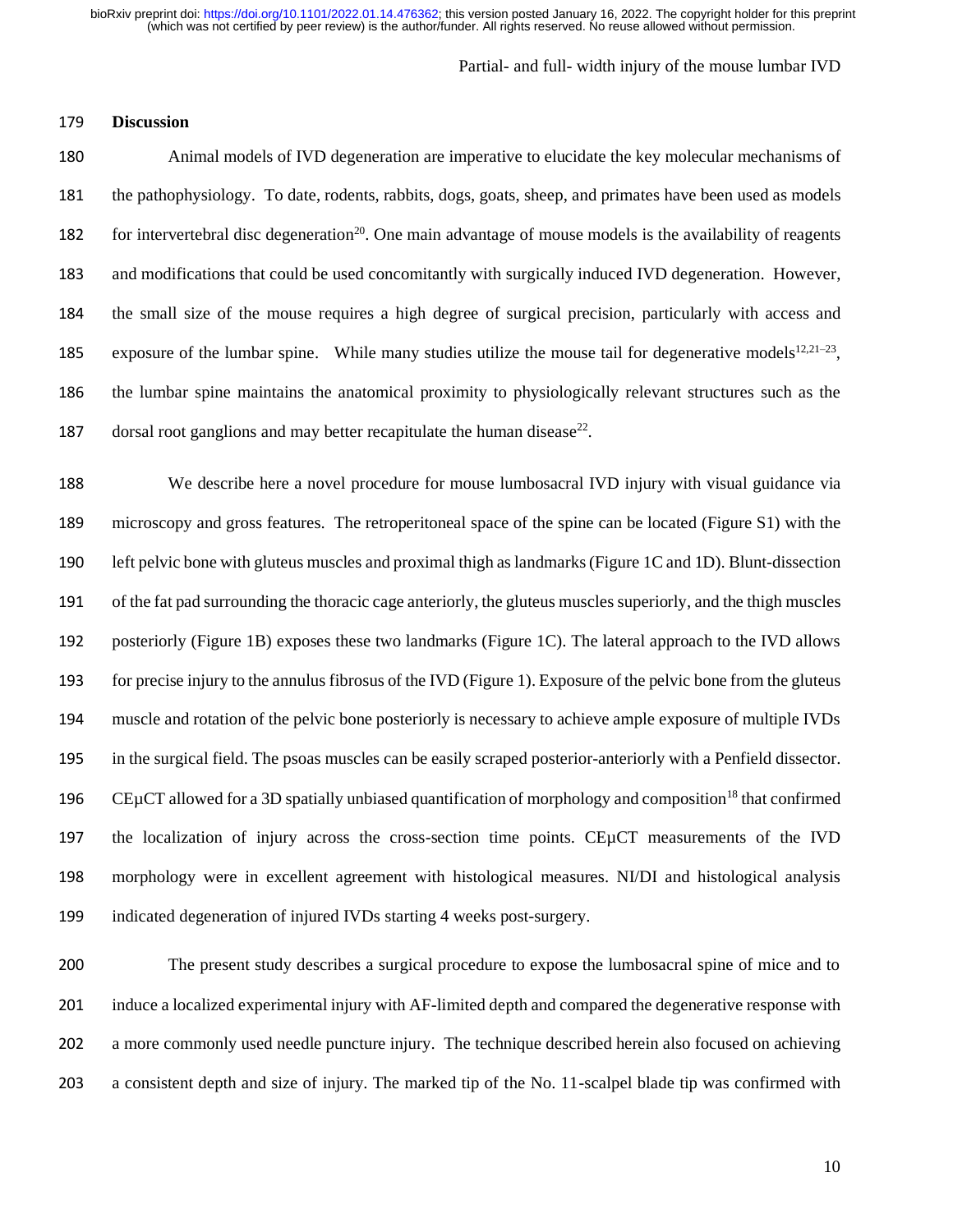## Discussion

Animal models of IVD degeneration are imperative to elucidate the key molecular mechanisms of the pathophysiology. To date, rodents, rabbits, dogs, goats, sheep, and primates have been used as models for intervertebral disc degeneration[20]. One main advantage of mouse models is the availability of reagents and modifications that could be used concomitantly with surgically induced IVD degeneration. However, the small size of the mouse requires a high degree of surgical precision, particularly with access and exposure of the lumbar spine. While many studies utilize the mouse tail for degenerative models[12,21–23], the lumbar spine maintains the anatomical proximity to physiologically relevant structures such as the dorsal root ganglions and may better recapitulate the human disease[22].

We describe here a novel procedure for mouse lumbosacral IVD injury with visual guidance via microscopy and gross features. The retroperitoneal space of the spine can be located (Figure S1) with the left pelvic bone with gluteus muscles and proximal thigh as landmarks (Figure 1C and 1D). Blunt-dissection of the fat pad surrounding the thoracic cage anteriorly, the gluteus muscles superiorly, and the thigh muscles posteriorly (Figure 1B) exposes these two landmarks (Figure 1C). The lateral approach to the IVD allows for precise injury to the annulus fibrosus of the IVD (Figure 1). Exposure of the pelvic bone from the gluteus muscle and rotation of the pelvic bone posteriorly is necessary to achieve ample exposure of multiple IVDs in the surgical field. The psoas muscles can be easily scraped posterior-anteriorly with a Penfield dissector. CEμCT allowed for a 3D spatially unbiased quantification of morphology and composition[18] that confirmed the localization of injury across the cross-section time points. CEμCT measurements of the IVD morphology were in excellent agreement with histological measures. NI/DI and histological analysis indicated degeneration of injured IVDs starting 4 weeks post-surgery.

The present study describes a surgical procedure to expose the lumbosacral spine of mice and to induce a localized experimental injury with AF-limited depth and compared the degenerative response with a more commonly used needle puncture injury. The technique described herein also focused on achieving a consistent depth and size of injury. The marked tip of the No. 11-scalpel blade tip was confirmed with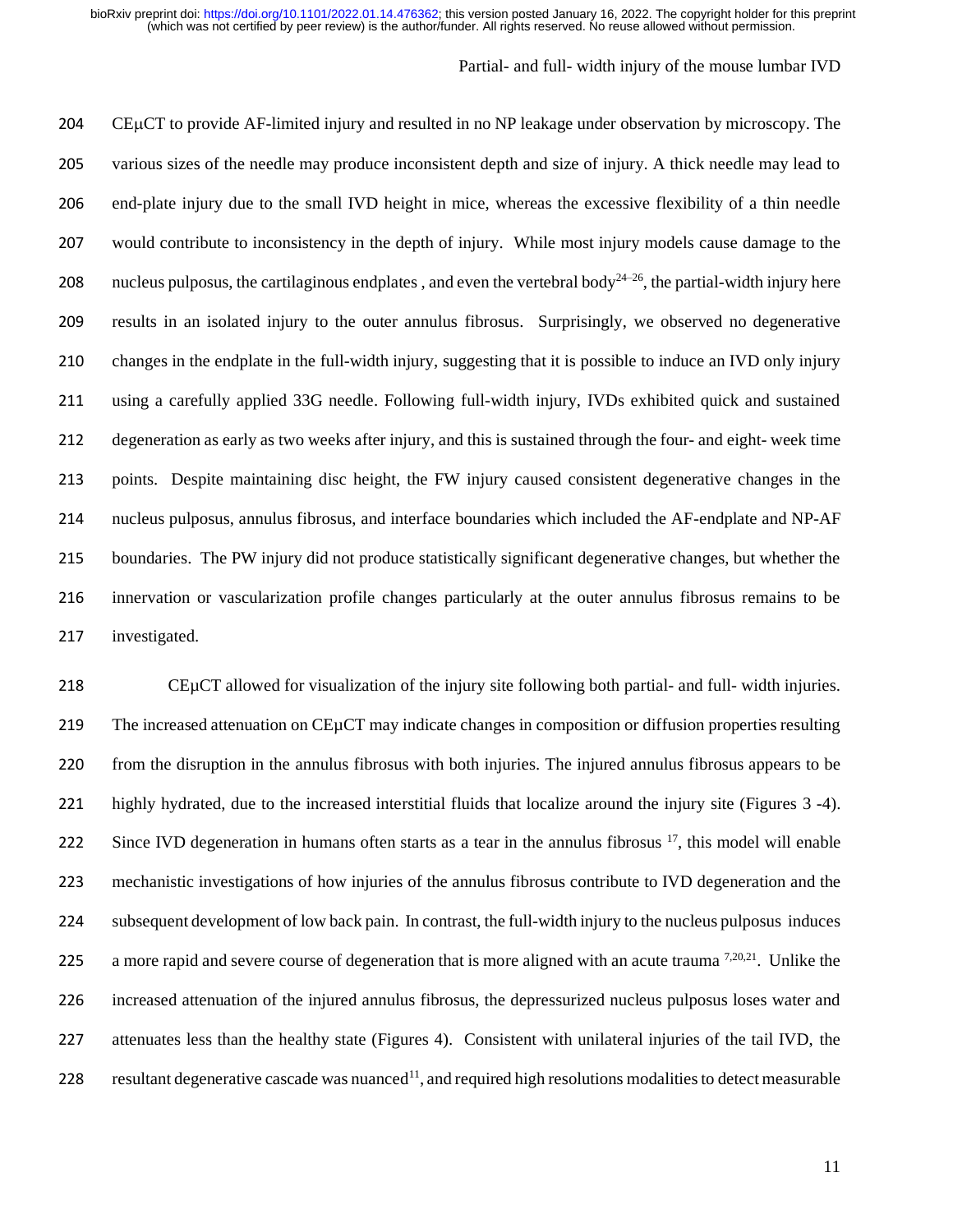CEµCT to provide AF-limited injury and resulted in no NP leakage under observation by microscopy. The various sizes of the needle may produce inconsistent depth and size of injury. A thick needle may lead to end-plate injury due to the small IVD height in mice, whereas the excessive flexibility of a thin needle would contribute to inconsistency in the depth of injury. While most injury models cause damage to the nucleus pulposus, the cartilaginous endplates , and even the vertebral body[24–26], the partial-width injury here results in an isolated injury to the outer annulus fibrosus. Surprisingly, we observed no degenerative changes in the endplate in the full-width injury, suggesting that it is possible to induce an IVD only injury using a carefully applied 33G needle. Following full-width injury, IVDs exhibited quick and sustained degeneration as early as two weeks after injury, and this is sustained through the four- and eight- week time points. Despite maintaining disc height, the FW injury caused consistent degenerative changes in the nucleus pulposus, annulus fibrosus, and interface boundaries which included the AF-endplate and NP-AF boundaries. The PW injury did not produce statistically significant degenerative changes, but whether the innervation or vascularization profile changes particularly at the outer annulus fibrosus remains to be investigated.

CEµCT allowed for visualization of the injury site following both partial- and full- width injuries. The increased attenuation on CEµCT may indicate changes in composition or diffusion properties resulting from the disruption in the annulus fibrosus with both injuries. The injured annulus fibrosus appears to be highly hydrated, due to the increased interstitial fluids that localize around the injury site (Figures 3 -4). Since IVD degeneration in humans often starts as a tear in the annulus fibrosus [17], this model will enable mechanistic investigations of how injuries of the annulus fibrosus contribute to IVD degeneration and the subsequent development of low back pain. In contrast, the full-width injury to the nucleus pulposus induces a more rapid and severe course of degeneration that is more aligned with an acute trauma [7,20,21]. Unlike the increased attenuation of the injured annulus fibrosus, the depressurized nucleus pulposus loses water and attenuates less than the healthy state (Figures 4). Consistent with unilateral injuries of the tail IVD, the resultant degenerative cascade was nuanced[11], and required high resolutions modalities to detect measurable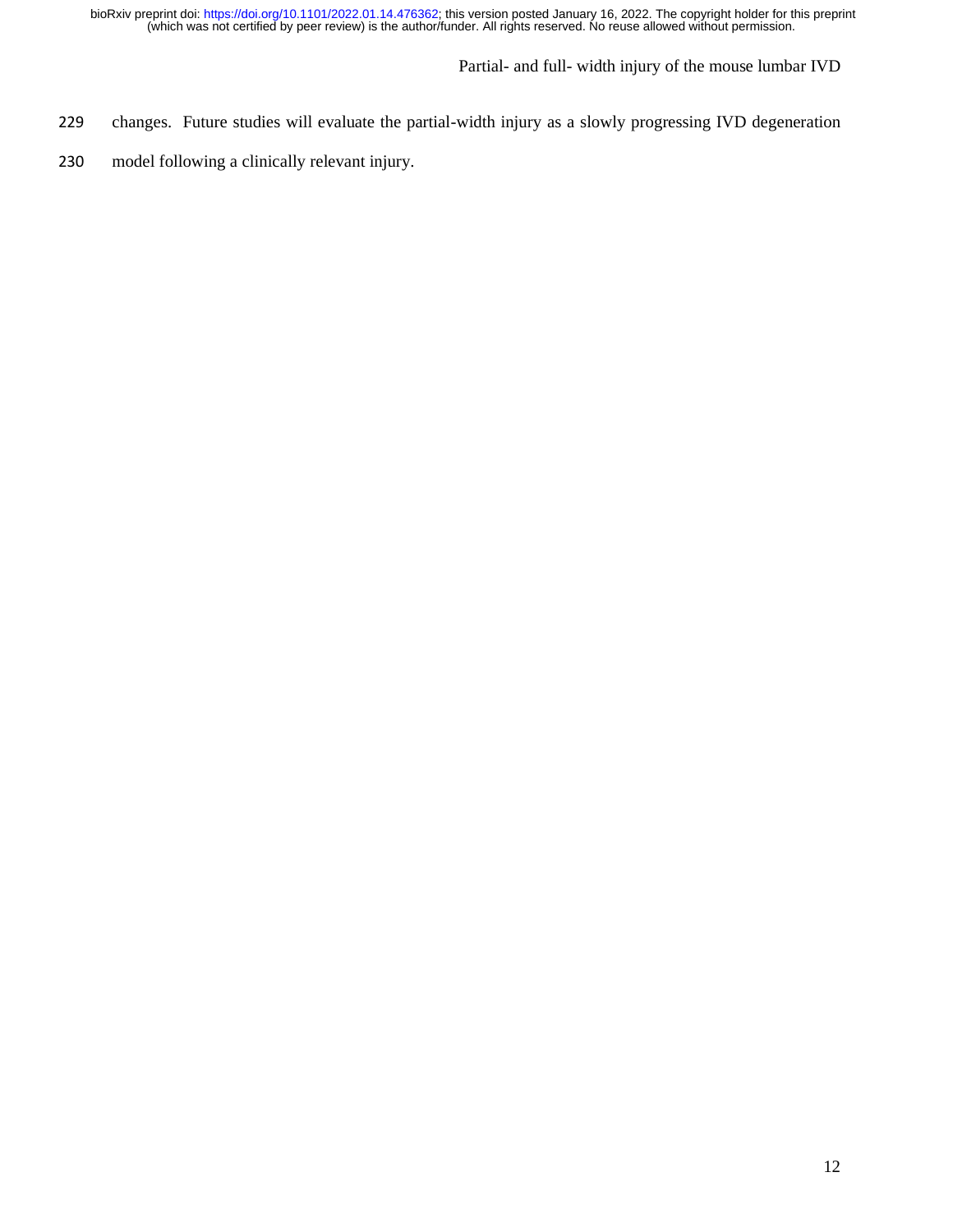changes. Future studies will evaluate the partial-width injury as a slowly progressing IVD degeneration model following a clinically relevant injury.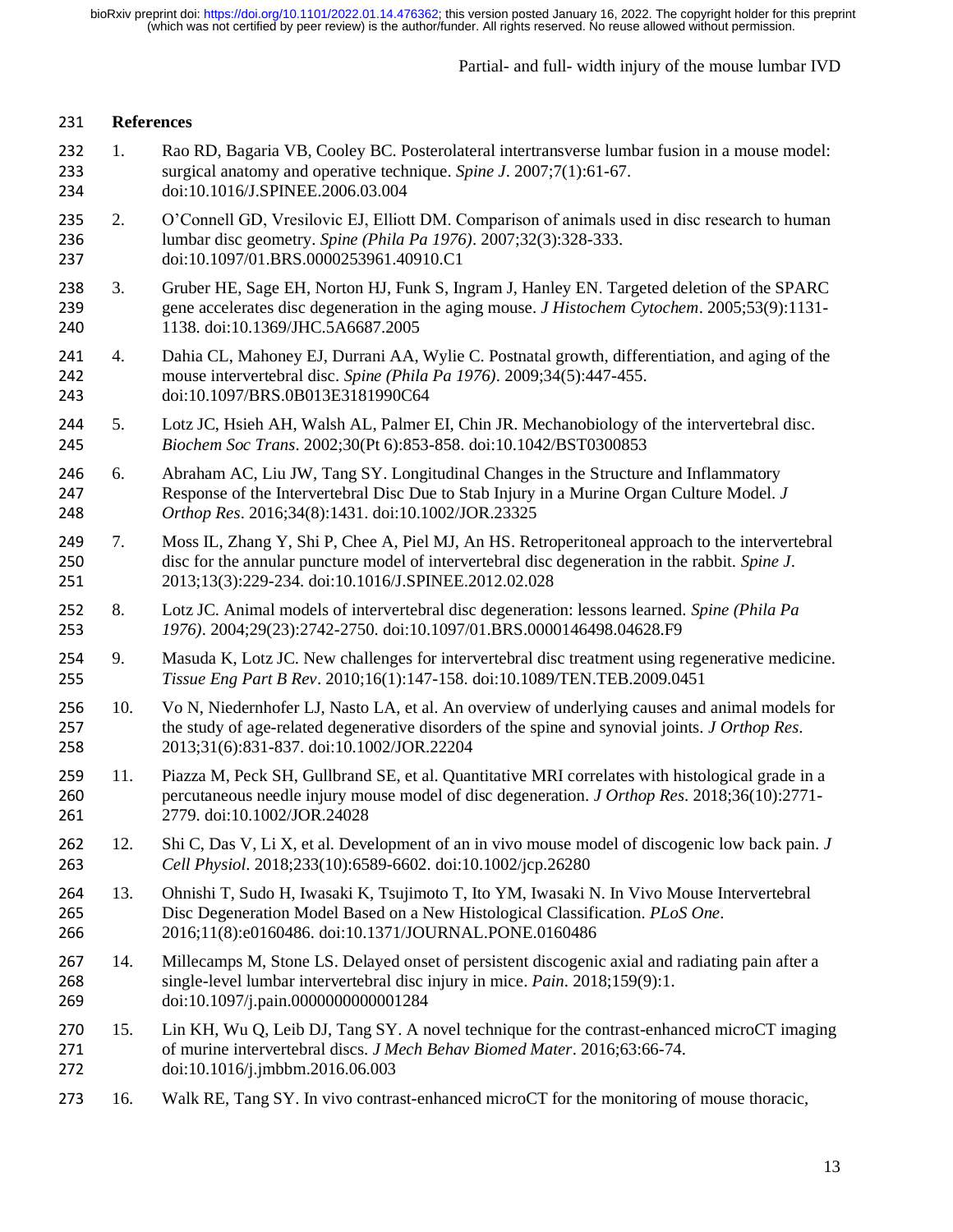## References

1. Rao RD, Bagaria VB, Cooley BC. Posterolateral intertransverse lumbar fusion in a mouse model: surgical anatomy and operative technique. *Spine J*. 2007;7(1):61-67. doi:10.1016/J.SPINEE.2006.03.004
2. O'Connell GD, Vresilovic EJ, Elliott DM. Comparison of animals used in disc research to human lumbar disc geometry. *Spine (Phila Pa 1976)*. 2007;32(3):328-333. doi:10.1097/01.BRS.0000253961.40910.C1
3. Gruber HE, Sage EH, Norton HJ, Funk S, Ingram J, Hanley EN. Targeted deletion of the SPARC gene accelerates disc degeneration in the aging mouse. *J Histochem Cytochem*. 2005;53(9):1131-1138. doi:10.1369/JHC.5A6687.2005
4. Dahia CL, Mahoney EJ, Durrani AA, Wylie C. Postnatal growth, differentiation, and aging of the mouse intervertebral disc. *Spine (Phila Pa 1976)*. 2009;34(5):447-455. doi:10.1097/BRS.0B013E3181990C64
5. Lotz JC, Hsieh AH, Walsh AL, Palmer EI, Chin JR. Mechanobiology of the intervertebral disc. *Biochem Soc Trans*. 2002;30(Pt 6):853-858. doi:10.1042/BST0300853
6. Abraham AC, Liu JW, Tang SY. Longitudinal Changes in the Structure and Inflammatory Response of the Intervertebral Disc Due to Stab Injury in a Murine Organ Culture Model. *J Orthop Res*. 2016;34(8):1431. doi:10.1002/JOR.23325
7. Moss IL, Zhang Y, Shi P, Chee A, Piel MJ, An HS. Retroperitoneal approach to the intervertebral disc for the annular puncture model of intervertebral disc degeneration in the rabbit. *Spine J*. 2013;13(3):229-234. doi:10.1016/J.SPINEE.2012.02.028
8. Lotz JC. Animal models of intervertebral disc degeneration: lessons learned. *Spine (Phila Pa 1976)*. 2004;29(23):2742-2750. doi:10.1097/01.BRS.0000146498.04628.F9
9. Masuda K, Lotz JC. New challenges for intervertebral disc treatment using regenerative medicine. *Tissue Eng Part B Rev*. 2010;16(1):147-158. doi:10.1089/TEN.TEB.2009.0451
10. Vo N, Niedernhofer LJ, Nasto LA, et al. An overview of underlying causes and animal models for the study of age-related degenerative disorders of the spine and synovial joints. *J Orthop Res*. 2013;31(6):831-837. doi:10.1002/JOR.22204
11. Piazza M, Peck SH, Gullbrand SE, et al. Quantitative MRI correlates with histological grade in a percutaneous needle injury mouse model of disc degeneration. *J Orthop Res*. 2018;36(10):2771-2779. doi:10.1002/JOR.24028
12. Shi C, Das V, Li X, et al. Development of an in vivo mouse model of discogenic low back pain. *J Cell Physiol*. 2018;233(10):6589-6602. doi:10.1002/jcp.26280
13. Ohnishi T, Sudo H, Iwasaki K, Tsujimoto T, Ito YM, Iwasaki N. In Vivo Mouse Intervertebral Disc Degeneration Model Based on a New Histological Classification. *PLoS One*. 2016;11(8):e0160486. doi:10.1371/JOURNAL.PONE.0160486
14. Millecamps M, Stone LS. Delayed onset of persistent discogenic axial and radiating pain after a single-level lumbar intervertebral disc injury in mice. *Pain*. 2018;159(9):1. doi:10.1097/j.pain.0000000000001284
15. Lin KH, Wu Q, Leib DJ, Tang SY. A novel technique for the contrast-enhanced microCT imaging of murine intervertebral discs. *J Mech Behav Biomed Mater*. 2016;63:66-74. doi:10.1016/j.jmbbm.2016.06.003
16. Walk RE, Tang SY. In vivo contrast-enhanced microCT for the monitoring of mouse thoracic,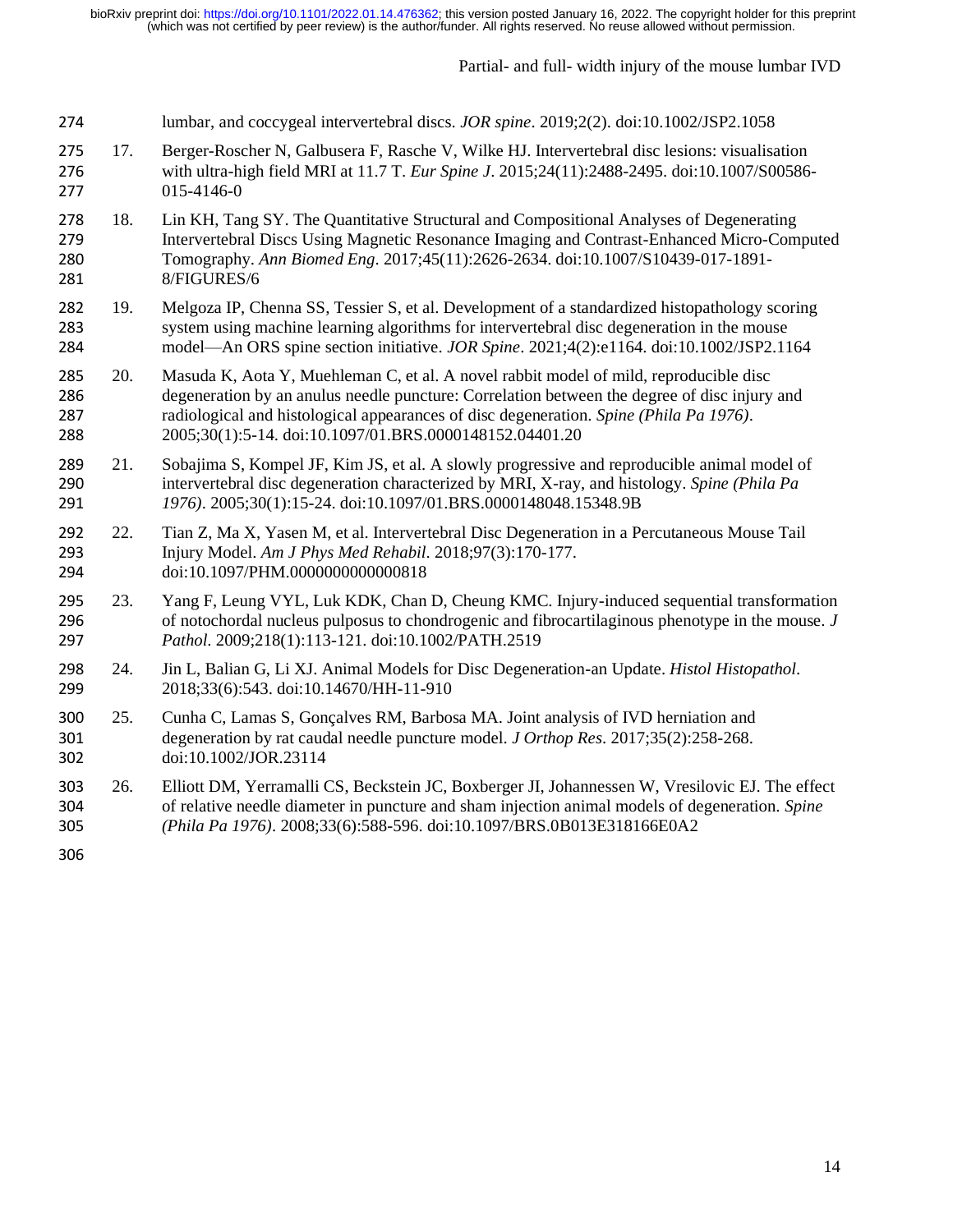lumbar, and coccygeal intervertebral discs. *JOR spine*. 2019;2(2). doi:10.1002/JSP2.1058

17. Berger-Roscher N, Galbusera F, Rasche V, Wilke HJ. Intervertebral disc lesions: visualisation with ultra-high field MRI at 11.7 T. *Eur Spine J*. 2015;24(11):2488-2495. doi:10.1007/S00586-015-4146-0

18. Lin KH, Tang SY. The Quantitative Structural and Compositional Analyses of Degenerating Intervertebral Discs Using Magnetic Resonance Imaging and Contrast-Enhanced Micro-Computed Tomography. *Ann Biomed Eng*. 2017;45(11):2626-2634. doi:10.1007/S10439-017-1891-8/FIGURES/6

19. Melgoza IP, Chenna SS, Tessier S, et al. Development of a standardized histopathology scoring system using machine learning algorithms for intervertebral disc degeneration in the mouse model—An ORS spine section initiative. *JOR Spine*. 2021;4(2):e1164. doi:10.1002/JSP2.1164

20. Masuda K, Aota Y, Muehleman C, et al. A novel rabbit model of mild, reproducible disc degeneration by an anulus needle puncture: Correlation between the degree of disc injury and radiological and histological appearances of disc degeneration. *Spine (Phila Pa 1976)*. 2005;30(1):5-14. doi:10.1097/01.BRS.0000148152.04401.20

21. Sobajima S, Kompel JF, Kim JS, et al. A slowly progressive and reproducible animal model of intervertebral disc degeneration characterized by MRI, X-ray, and histology. *Spine (Phila Pa 1976)*. 2005;30(1):15-24. doi:10.1097/01.BRS.0000148048.15348.9B

22. Tian Z, Ma X, Yasen M, et al. Intervertebral Disc Degeneration in a Percutaneous Mouse Tail Injury Model. *Am J Phys Med Rehabil*. 2018;97(3):170-177. doi:10.1097/PHM.0000000000000818

23. Yang F, Leung VYL, Luk KDK, Chan D, Cheung KMC. Injury-induced sequential transformation of notochordal nucleus pulposus to chondrogenic and fibrocartilaginous phenotype in the mouse. *J Pathol*. 2009;218(1):113-121. doi:10.1002/PATH.2519

24. Jin L, Balian G, Li XJ. Animal Models for Disc Degeneration-an Update. *Histol Histopathol*. 2018;33(6):543. doi:10.14670/HH-11-910

25. Cunha C, Lamas S, Gonçalves RM, Barbosa MA. Joint analysis of IVD herniation and degeneration by rat caudal needle puncture model. *J Orthop Res*. 2017;35(2):258-268. doi:10.1002/JOR.23114

26. Elliott DM, Yerramalli CS, Beckstein JC, Boxberger JI, Johannessen W, Vresilovic EJ. The effect of relative needle diameter in puncture and sham injection animal models of degeneration. *Spine (Phila Pa 1976)*. 2008;33(6):588-596. doi:10.1097/BRS.0B013E318166E0A2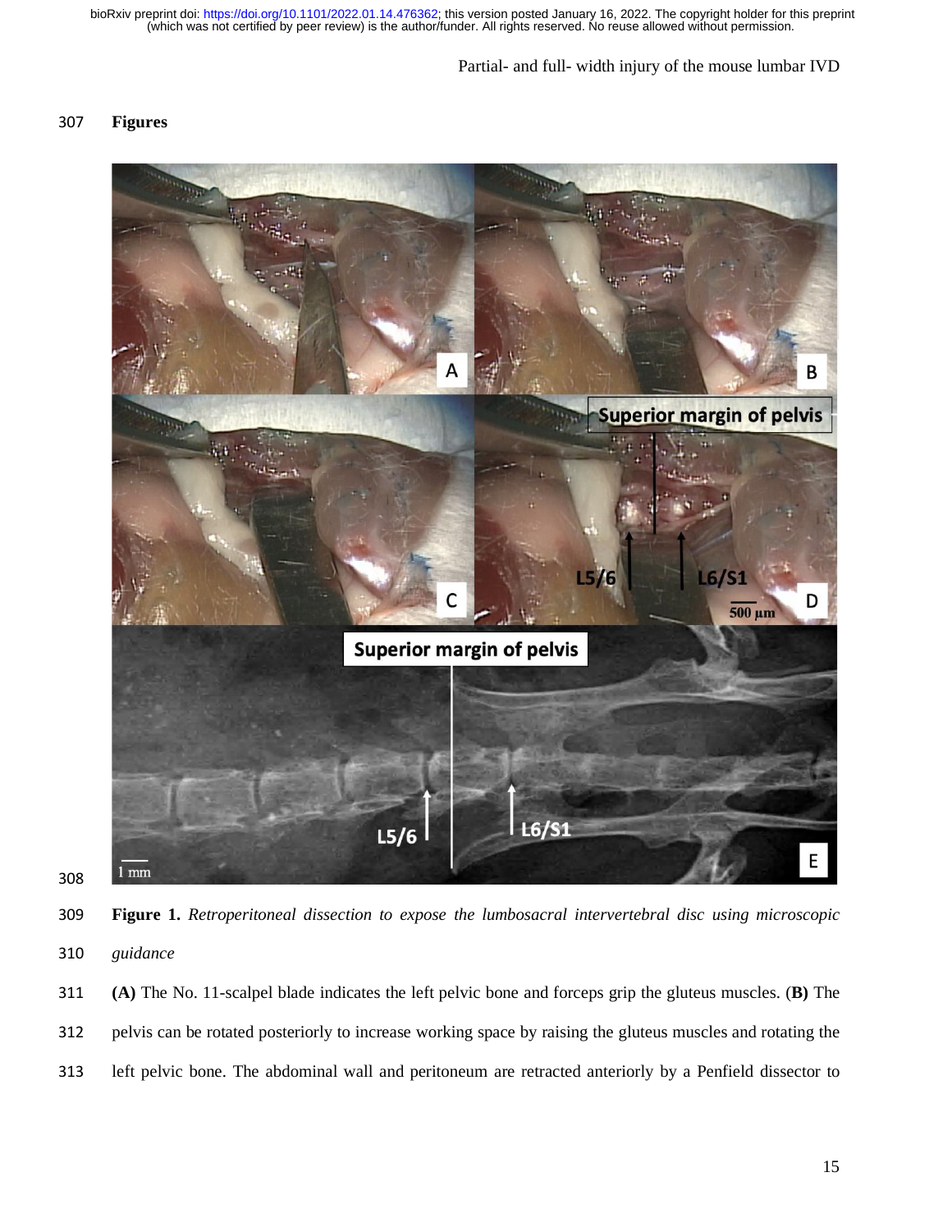## Figures

**Figure 1.** *Retroperitoneal dissection to expose the lumbosacral intervertebral disc using microscopic guidance*

**(A)** The No. 11-scalpel blade indicates the left pelvic bone and forceps grip the gluteus muscles. (**B)** The pelvis can be rotated posteriorly to increase working space by raising the gluteus muscles and rotating the left pelvic bone. The abdominal wall and peritoneum are retracted anteriorly by a Penfield dissector to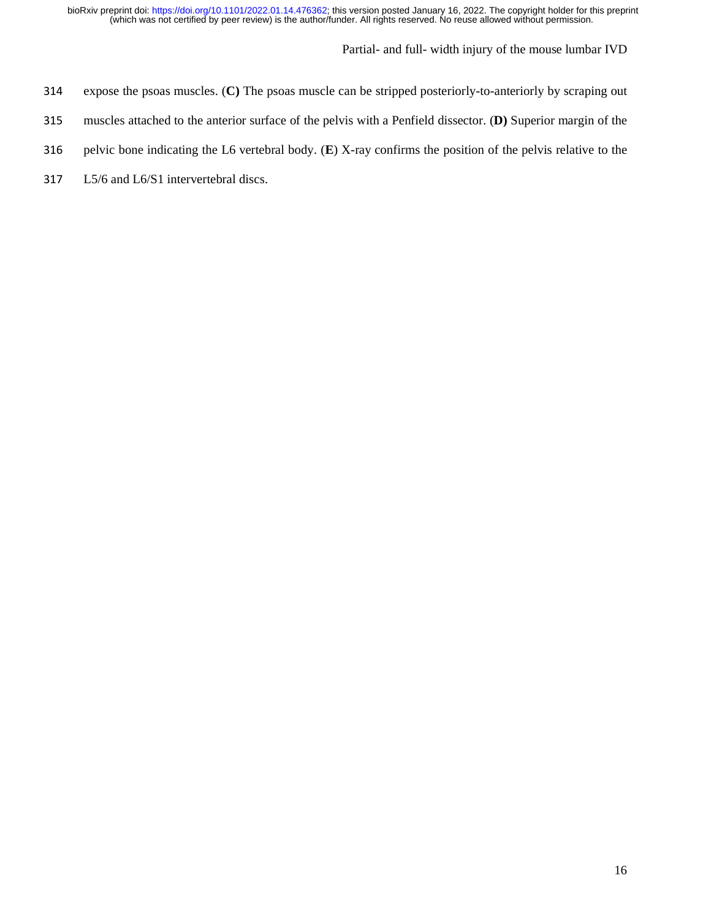expose the psoas muscles. (**C)** The psoas muscle can be stripped posteriorly-to-anteriorly by scraping out muscles attached to the anterior surface of the pelvis with a Penfield dissector. (**D)** Superior margin of the pelvic bone indicating the L6 vertebral body. (**E**) X-ray confirms the position of the pelvis relative to the L5/6 and L6/S1 intervertebral discs.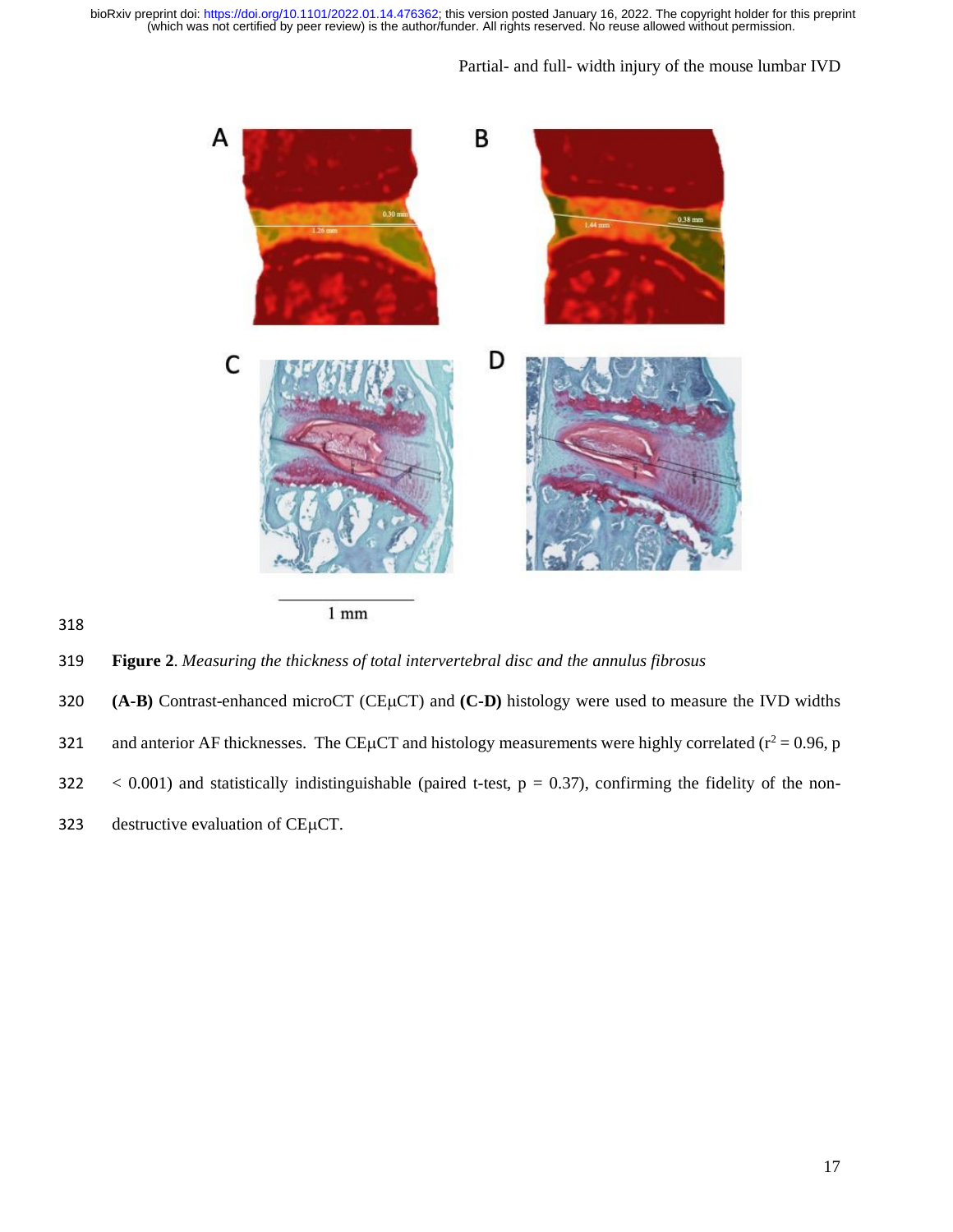**Figure 2**. *Measuring the thickness of total intervertebral disc and the annulus fibrosus*

**(A-B)** Contrast-enhanced microCT (CEμCT) and **(C-D)** histology were used to measure the IVD widths and anterior AF thicknesses. The CEμCT and histology measurements were highly correlated ($r^2 = 0.96$, $p < 0.001$) and statistically indistinguishable (paired t-test, $p = 0.37$), confirming the fidelity of the non-destructive evaluation of CEμCT.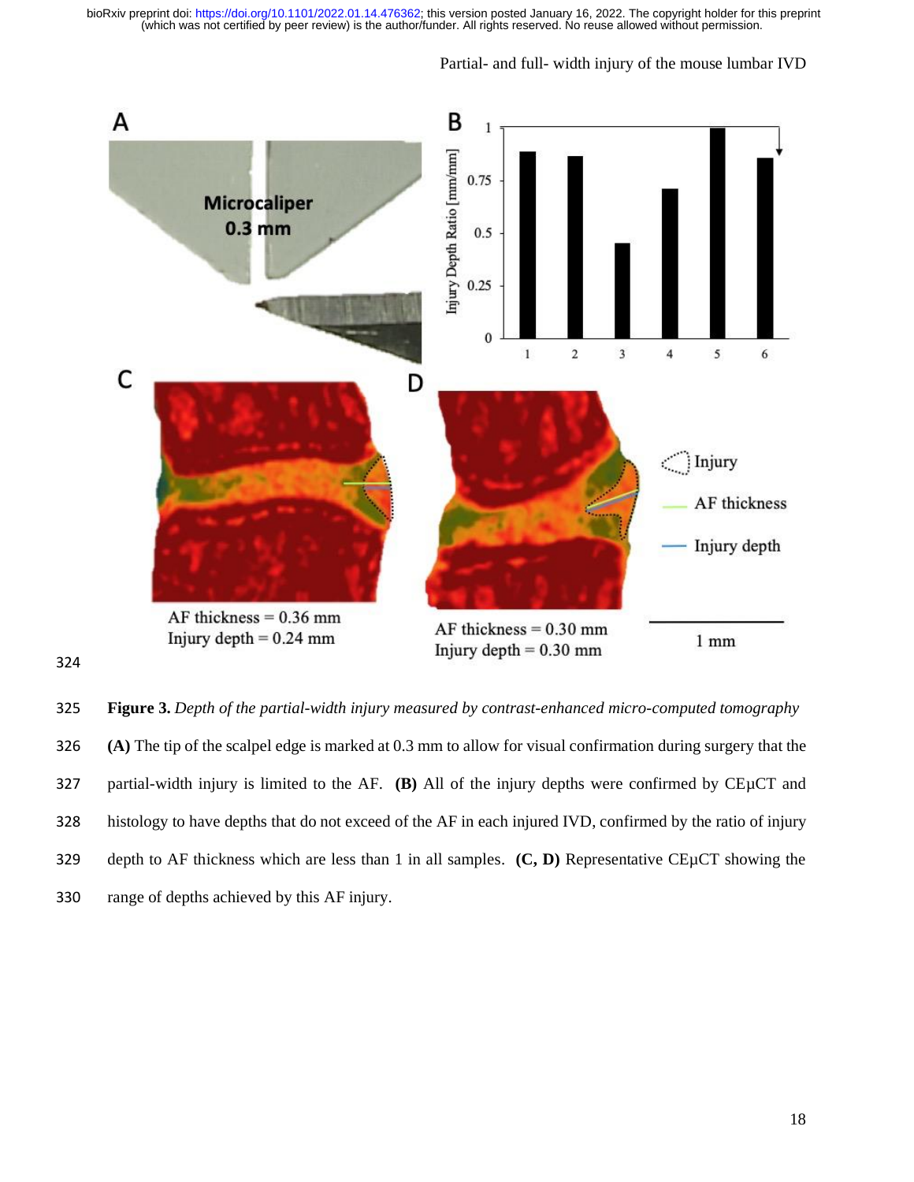**Figure 3.** *Depth of the partial-width injury measured by contrast-enhanced micro-computed tomography* **(A)** The tip of the scalpel edge is marked at 0.3 mm to allow for visual confirmation during surgery that the partial-width injury is limited to the AF. **(B)** All of the injury depths were confirmed by CEμCT and histology to have depths that do not exceed of the AF in each injured IVD, confirmed by the ratio of injury depth to AF thickness which are less than 1 in all samples. **(C, D)** Representative CEμCT showing the range of depths achieved by this AF injury.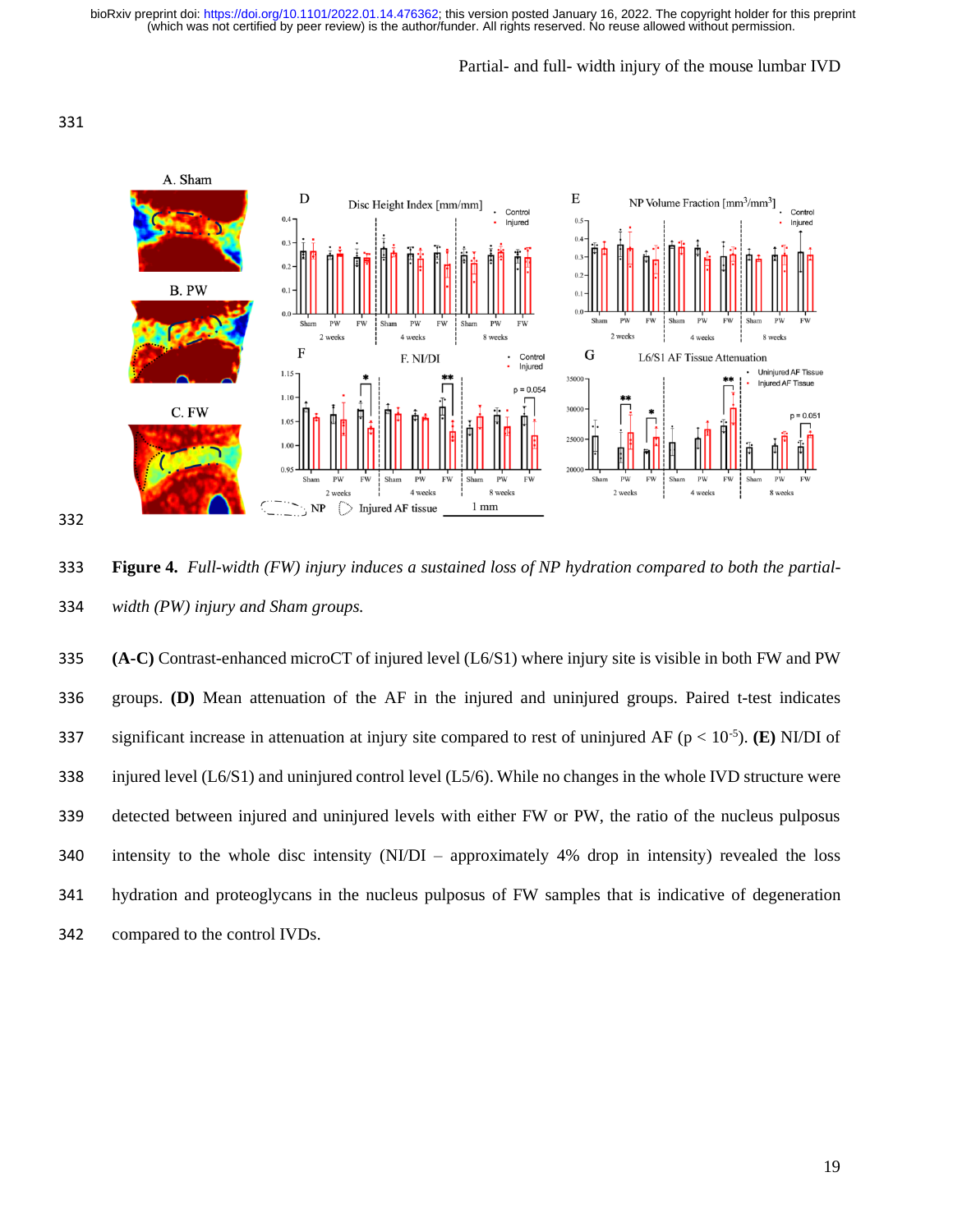**Figure 4.** *Full-width (FW) injury induces a sustained loss of NP hydration compared to both the partial-width (PW) injury and Sham groups.*

**(A-C)** Contrast-enhanced microCT of injured level (L6/S1) where injury site is visible in both FW and PW groups. **(D)** Mean attenuation of the AF in the injured and uninjured groups. Paired t-test indicates significant increase in attenuation at injury site compared to rest of uninjured AF ($p < 10^{-5}$). **(E)** NI/DI of injured level (L6/S1) and uninjured control level (L5/6). While no changes in the whole IVD structure were detected between injured and uninjured levels with either FW or PW, the ratio of the nucleus pulposus intensity to the whole disc intensity (NI/DI – approximately 4% drop in intensity) revealed the loss hydration and proteoglycans in the nucleus pulposus of FW samples that is indicative of degeneration compared to the control IVDs.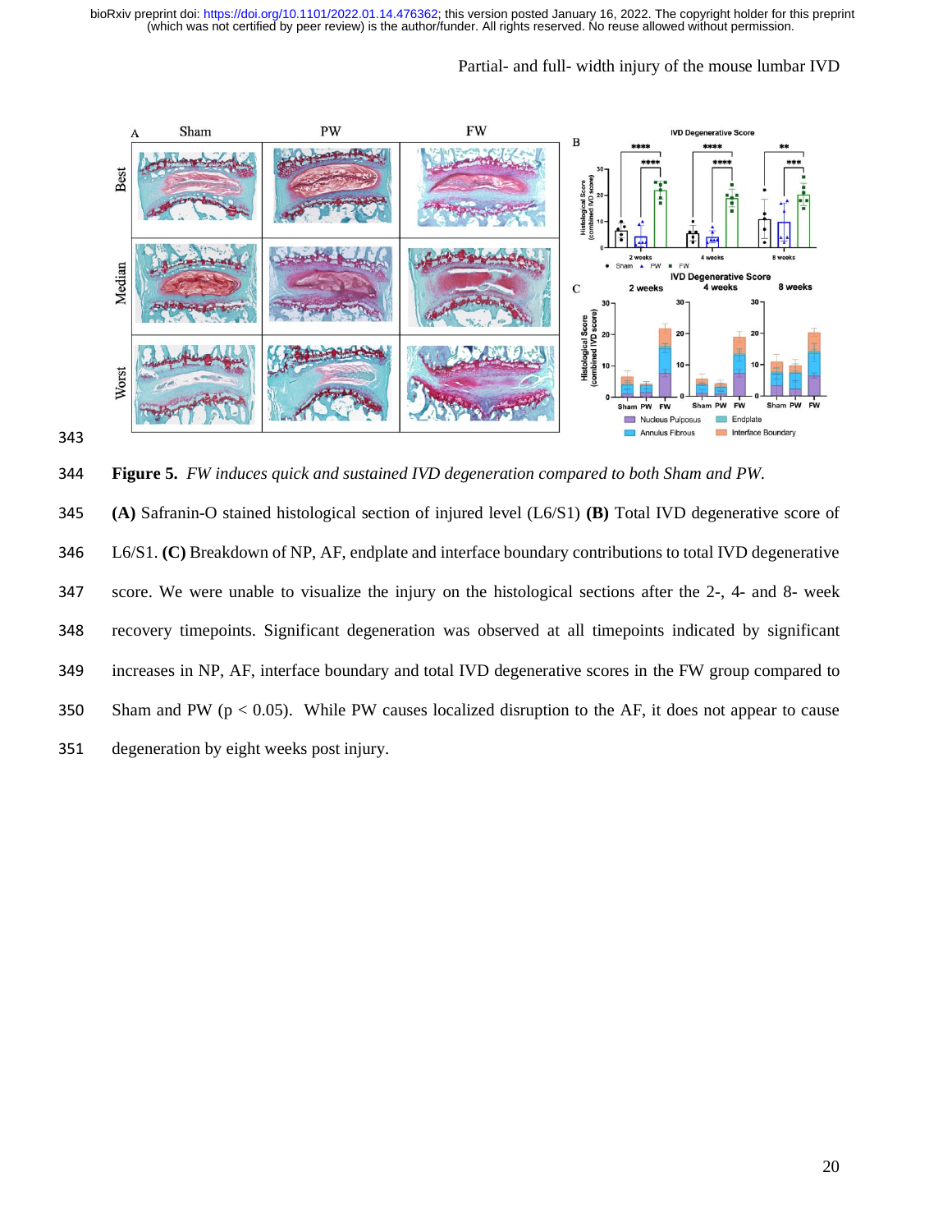A Sham PW FW

Best

Median

Worst

B

IVD Degenerative Score

\*\*\*\* \*\*\*\* \*\*

\*\*\*\* \*\*\*\* \*\*\*

Histological Score (combined IVD score)

30

20

10

0

2 weeks 4 weeks 8 weeks

● Sham ▲ PW ■ FW

C

IVD Degenerative Score

2 weeks 4 weeks 8 weeks

Histological Score (combined IVD score)

30 20 10 0

Sham PW FW Sham PW FW Sham PW FW

Nucleus Pulposus Endplate

Annulus Fibrous Interface Boundary

**Figure 5.** *FW induces quick and sustained IVD degeneration compared to both Sham and PW.* **(A)** Safranin-O stained histological section of injured level (L6/S1) **(B)** Total IVD degenerative score of L6/S1. **(C)** Breakdown of NP, AF, endplate and interface boundary contributions to total IVD degenerative score. We were unable to visualize the injury on the histological sections after the 2-, 4- and 8- week recovery timepoints. Significant degeneration was observed at all timepoints indicated by significant increases in NP, AF, interface boundary and total IVD degenerative scores in the FW group compared to Sham and PW ($p < 0.05$). While PW causes localized disruption to the AF, it does not appear to cause degeneration by eight weeks post injury.